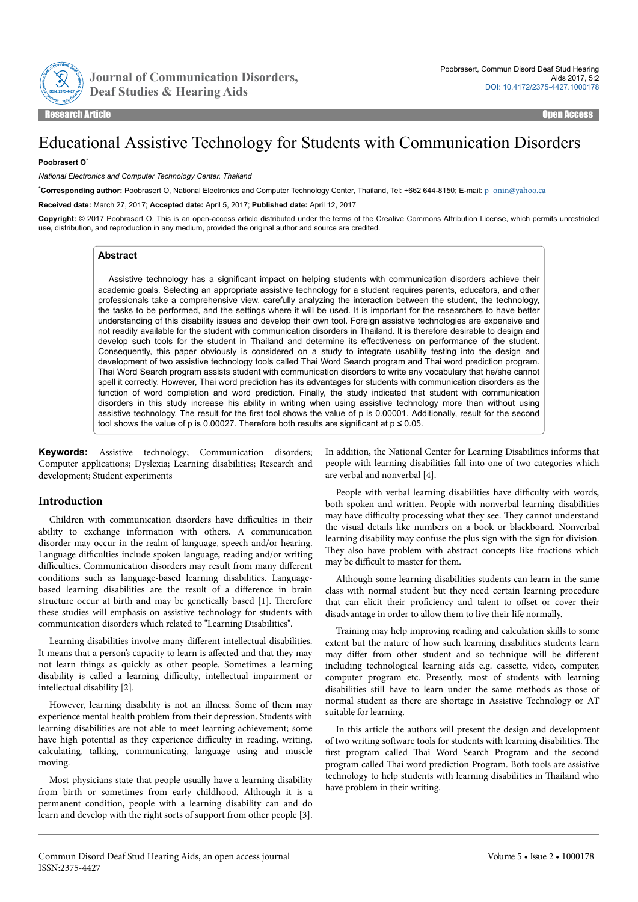Research Article Open Access

# Educational Assistive Technology for Students with Communication Disorders

**Poobrasert O***

*National Electronics and Computer Technology Center, Thailand*

***Corresponding author:** Poobrasert O, National Electronics and Computer Technology Center, Thailand, Tel: +662 644-8150; E-mail: p_onin@yahoo.ca

**Received date:** March 27, 2017; **Accepted date:** April 5, 2017; **Published date:** April 12, 2017

**Copyright:** © 2017 Poobrasert O. This is an open-access article distributed under the terms of the Creative Commons Attribution License, which permits unrestricted use, distribution, and reproduction in any medium, provided the original author and source are credited.

## Abstract

Assistive technology has a significant impact on helping students with communication disorders achieve their academic goals. Selecting an appropriate assistive technology for a student requires parents, educators, and other professionals take a comprehensive view, carefully analyzing the interaction between the student, the technology, the tasks to be performed, and the settings where it will be used. It is important for the researchers to have better understanding of this disability issues and develop their own tool. Foreign assistive technologies are expensive and not readily available for the student with communication disorders in Thailand. It is therefore desirable to design and develop such tools for the student in Thailand and determine its effectiveness on performance of the student. Consequently, this paper obviously is considered on a study to integrate usability testing into the design and development of two assistive technology tools called Thai Word Search program and Thai word prediction program. Thai Word Search program assists student with communication disorders to write any vocabulary that he/she cannot spell it correctly. However, Thai word prediction has its advantages for students with communication disorders as the function of word completion and word prediction. Finally, the study indicated that student with communication disorders in this study increase his ability in writing when using assistive technology more than without using assistive technology. The result for the first tool shows the value of p is 0.00001. Additionally, result for the second tool shows the value of p is 0.00027. Therefore both results are significant at $p \leq 0.05$.

**Keywords:** Assistive technology; Communication disorders; Computer applications; Dyslexia; Learning disabilities; Research and development; Student experiments

## Introduction

Children with communication disorders have difficulties in their ability to exchange information with others. A communication disorder may occur in the realm of language, speech and/or hearing. Language difficulties include spoken language, reading and/or writing difficulties. Communication disorders may result from many different conditions such as language-based learning disabilities. Language-based learning disabilities are the result of a difference in brain structure occur at birth and may be genetically based [1]. Therefore these studies will emphasis on assistive technology for students with communication disorders which related to "Learning Disabilities".

Learning disabilities involve many different intellectual disabilities. It means that a person's capacity to learn is affected and that they may not learn things as quickly as other people. Sometimes a learning disability is called a learning difficulty, intellectual impairment or intellectual disability [2].

However, learning disability is not an illness. Some of them may experience mental health problem from their depression. Students with learning disabilities are not able to meet learning achievement; some have high potential as they experience difficulty in reading, writing, calculating, talking, communicating, language using and muscle moving.

Most physicians state that people usually have a learning disability from birth or sometimes from early childhood. Although it is a permanent condition, people with a learning disability can and do learn and develop with the right sorts of support from other people [3].

In addition, the National Center for Learning Disabilities informs that people with learning disabilities fall into one of two categories which are verbal and nonverbal [4].

People with verbal learning disabilities have difficulty with words, both spoken and written. People with nonverbal learning disabilities may have difficulty processing what they see. They cannot understand the visual details like numbers on a book or blackboard. Nonverbal learning disability may confuse the plus sign with the sign for division. They also have problem with abstract concepts like fractions which may be difficult to master for them.

Although some learning disabilities students can learn in the same class with normal student but they need certain learning procedure that can elicit their proficiency and talent to offset or cover their disadvantage in order to allow them to live their life normally.

Training may help improving reading and calculation skills to some extent but the nature of how such learning disabilities students learn may differ from other student and so technique will be different including technological learning aids e.g. cassette, video, computer, computer program etc. Presently, most of students with learning disabilities still have to learn under the same methods as those of normal student as there are shortage in Assistive Technology or AT suitable for learning.

In this article the authors will present the design and development of two writing software tools for students with learning disabilities. The first program called Thai Word Search Program and the second program called Thai word prediction Program. Both tools are assistive technology to help students with learning disabilities in Thailand who have problem in their writing.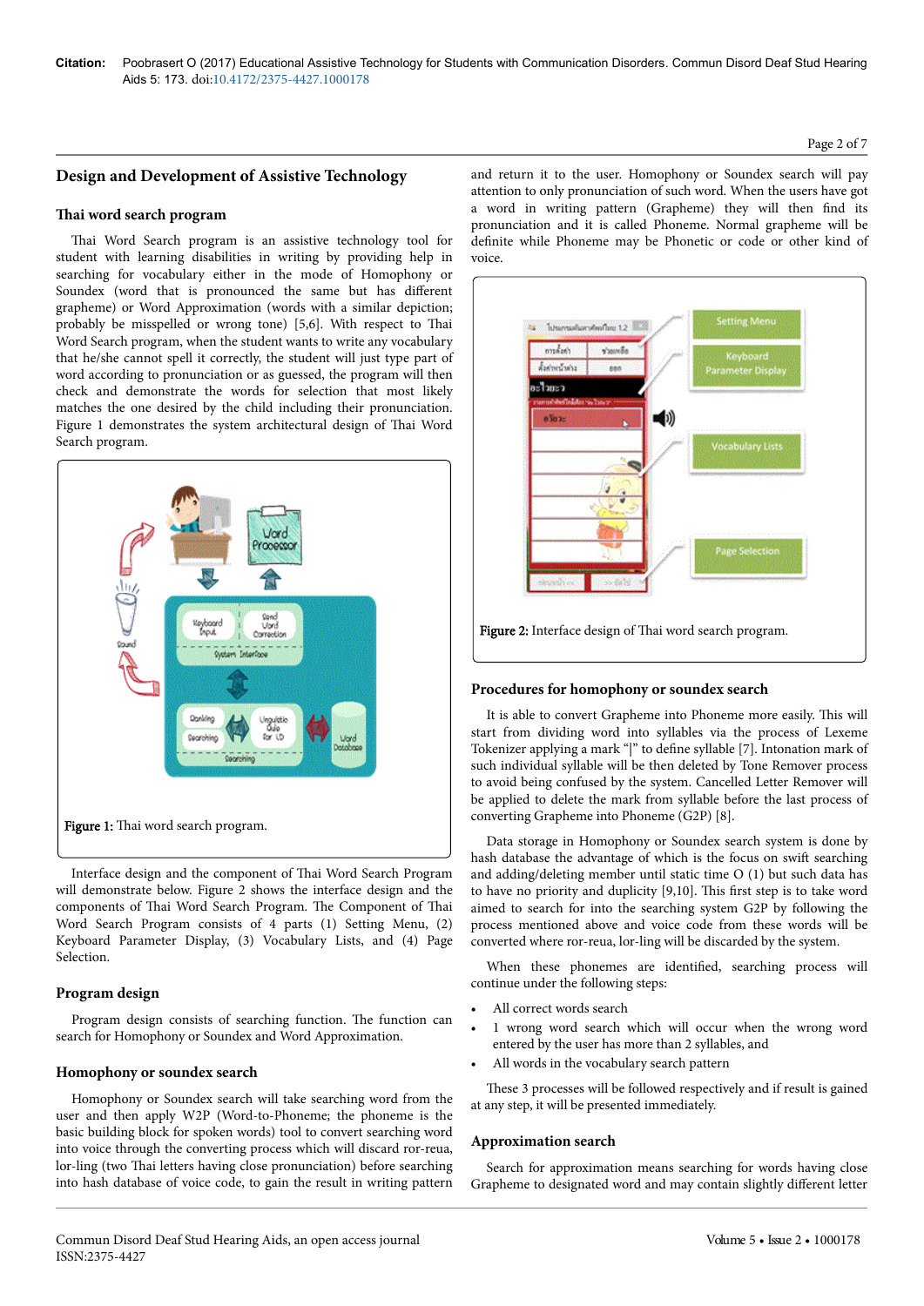## Design and Development of Assistive Technology

### Thai word search program

Thai Word Search program is an assistive technology tool for student with learning disabilities in writing by providing help in searching for vocabulary either in the mode of Homophony or Soundex (word that is pronounced the same but has different grapheme) or Word Approximation (words with a similar depiction; probably be misspelled or wrong tone) [5,6]. With respect to Thai Word Search program, when the student wants to write any vocabulary that he/she cannot spell it correctly, the student will just type part of word according to pronunciation or as guessed, the program will then check and demonstrate the words for selection that most likely matches the one desired by the child including their pronunciation. Figure 1 demonstrates the system architectural design of Thai Word Search program.

Figure 1: Thai word search program.

Interface design and the component of Thai Word Search Program will demonstrate below. Figure 2 shows the interface design and the components of Thai Word Search Program. The component of Thai Word Search Program consists of 4 parts (1) Setting Menu, (2) Keyboard Parameter Display, (3) Vocabulary Lists, and (4) Page Selection.

### Program design

Program design consists of searching function. The function can search for Homophony or Soundex and Word Approximation.

### Homophony or soundex search

Homophony or Soundex search will take searching word from the user and then apply W2P (Word-to-Phoneme; the phoneme is the basic building block for spoken words) tool to convert searching word into voice through the converting process which will discard ror-reua, lor-ling (two Thai letters having close pronunciation) before searching into hash database of voice code, to gain the result in writing pattern and return it to the user. Homophony or Soundex search will pay attention to only pronunciation of such word. When the users have got a word in writing pattern (Grapheme) they will then find its pronunciation and it is called Phoneme. Normal grapheme will be definite while Phoneme may be Phonetic or code or other kind of voice.

Figure 2: Interface design of Thai word search program.

### Procedures for homophony or soundex search

It is able to convert Grapheme into Phoneme more easily. This will start from dividing word into syllables via the process of Lexeme Tokenizer applying a mark "|" to define syllable [7]. Intonation mark of such individual syllable will be then deleted by Tone Remover process to avoid being confused by the system. Cancelled Letter Remover will be applied to delete the mark from syllable before the last process of converting Grapheme into Phoneme (G2P) [8].

Data storage in Homophony or Soundex search system is done by hash database the advantage of which is the focus on swift searching and adding/deleting member until static time O (1) but such data has to have no priority and duplicity [9,10]. This first step is to take word aimed to search for into the searching system G2P by following the process mentioned above and voice code from these words will be converted where ror-reua, lor-ling will be discarded by the system.

When these phonemes are identified, searching process will continue under the following steps:

- All correct words search
- 1 wrong word search which will occur when the wrong word entered by the user has more than 2 syllables, and
- All words in the vocabulary search pattern

These 3 processes will be followed respectively and if result is gained at any step, it will be presented immediately.

### Approximation search

Search for approximation means searching for words having close Grapheme to designated word and may contain slightly different letter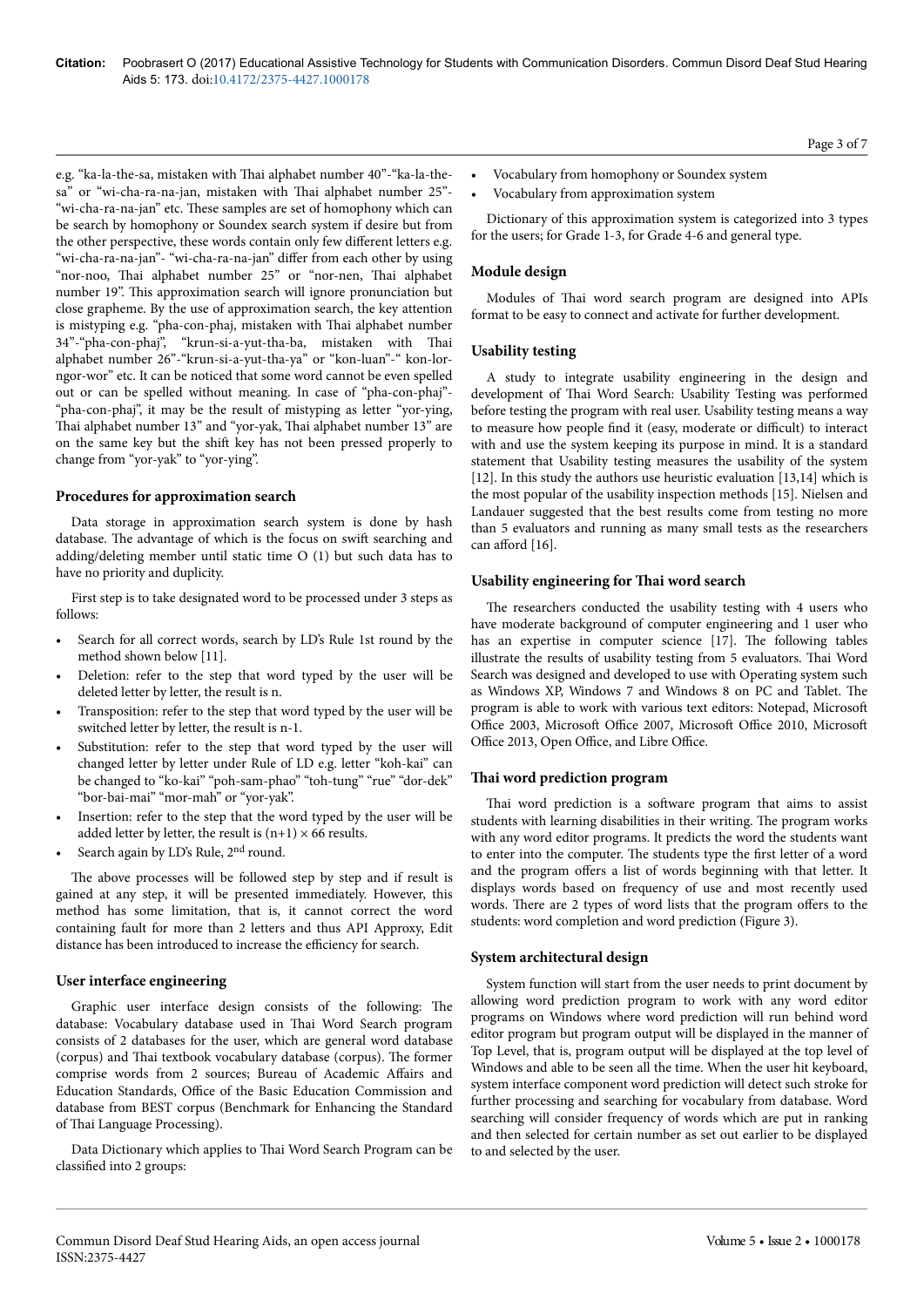e.g. "ka-la-the-sa, mistaken with Thai alphabet number 40"-"ka-la-the-sa" or "wi-cha-ra-na-jan, mistaken with Thai alphabet number 25"-"wi-cha-ra-na-jan" etc. These samples are set of homophony which can be search by homophony or Soundex search system if desire but from the other perspective, these words contain only few different letters e.g. "wi-cha-ra-na-jan"- "wi-cha-ra-na-jan" differ from each other by using "nor-noo, Thai alphabet number 25" or "nor-nen, Thai alphabet number 19". This approximation search will ignore pronunciation but close grapheme. By the use of approximation search, the key attention is mistyping e.g. "pha-con-phaj, mistaken with Thai alphabet number 34"-"pha-con-phaj", "krun-si-a-yut-tha-ba, mistaken with Thai alphabet number 26"-"krun-si-a-yut-tha-ya" or "kon-luan"-" kon-lor-ngor-wor" etc. It can be noticed that some word cannot be even spelled out or can be spelled without meaning. In case of "pha-con-phaj"-"pha-con-phaj", it may be the result of mistyping as letter "yor-ying, Thai alphabet number 13" and "yor-yak, Thai alphabet number 13" are on the same key but the shift key has not been pressed properly to change from "yor-yak" to "yor-ying".

### Procedures for approximation search

Data storage in approximation search system is done by hash database. The advantage of which is the focus on swift searching and adding/deleting member until static time O (1) but such data has to have no priority and duplicity.

First step is to take designated word to be processed under 3 steps as follows:

- Search for all correct words, search by LD's Rule 1st round by the method shown below [11].
- Deletion: refer to the step that word typed by the user will be deleted letter by letter, the result is n.
- Transposition: refer to the step that word typed by the user will be switched letter by letter, the result is n-1.
- Substitution: refer to the step that word typed by the user will changed letter by letter under Rule of LD e.g. letter "koh-kai" can be changed to "ko-kai" "poh-sam-phao" "toh-tung" "rue" "dor-dek" "bor-bai-mai" "mor-mah" or "yor-yak".
- Insertion: refer to the step that the word typed by the user will be added letter by letter, the result is $(n+1) \times 66$ results.
- Search again by LD's Rule, 2nd round.

The above processes will be followed step by step and if result is gained at any step, it will be presented immediately. However, this method has some limitation, that is, it cannot correct the word containing fault for more than 2 letters and thus API Approxy, Edit distance has been introduced to increase the efficiency for search.

### User interface engineering

Graphic user interface design consists of the following: The database: Vocabulary database used in Thai Word Search program consists of 2 databases for the user, which are general word database (corpus) and Thai textbook vocabulary database (corpus). The former comprise words from 2 sources; Bureau of Academic Affairs and Education Standards, Office of the Basic Education Commission and database from BEST corpus (Benchmark for Enhancing the Standard of Thai Language Processing).

Data Dictionary which applies to Thai Word Search Program can be classified into 2 groups:

- Vocabulary from homophony or Soundex system
- Vocabulary from approximation system

Dictionary of this approximation system is categorized into 3 types for the users; for Grade 1-3, for Grade 4-6 and general type.

### Module design

Modules of Thai word search program are designed into APIs format to be easy to connect and activate for further development.

### Usability testing

A study to integrate usability engineering in the design and development of Thai Word Search: Usability Testing was performed before testing the program with real user. Usability testing means a way to measure how people find it (easy, moderate or difficult) to interact with and use the system keeping its purpose in mind. It is a standard statement that Usability testing measures the usability of the system [12]. In this study the authors use heuristic evaluation [13,14] which is the most popular of the usability inspection methods [15]. Nielsen and Landauer suggested that the best results come from testing no more than 5 evaluators and running as many small tests as the researchers can afford [16].

### Usability engineering for Thai word search

The researchers conducted the usability testing with 4 users who have moderate background of computer engineering and 1 user who has an expertise in computer science [17]. The following tables illustrate the results of usability testing from 5 evaluators. Thai Word Search was designed and developed to use with Operating system such as Windows XP, Windows 7 and Windows 8 on PC and Tablet. The program is able to work with various text editors: Notepad, Microsoft Office 2003, Microsoft Office 2007, Microsoft Office 2010, Microsoft Office 2013, Open Office, and Libre Office.

### Thai word prediction program

Thai word prediction is a software program that aims to assist students with learning disabilities in their writing. The program works with any word editor programs. It predicts the word the students want to enter into the computer. The students type the first letter of a word and the program offers a list of words beginning with that letter. It displays words based on frequency of use and most recently used words. There are 2 types of word lists that the program offers to the students: word completion and word prediction (Figure 3).

### System architectural design

System function will start from the user needs to print document by allowing word prediction program to work with any word editor programs on Windows where word prediction will run behind word editor program but program output will be displayed in the manner of Top Level, that is, program output will be displayed at the top level of Windows and able to be seen all the time. When the user hit keyboard, system interface component word prediction will detect such stroke for further processing and searching for vocabulary from database. Word searching will consider frequency of words which are put in ranking and then selected for certain number as set out earlier to be displayed to and selected by the user.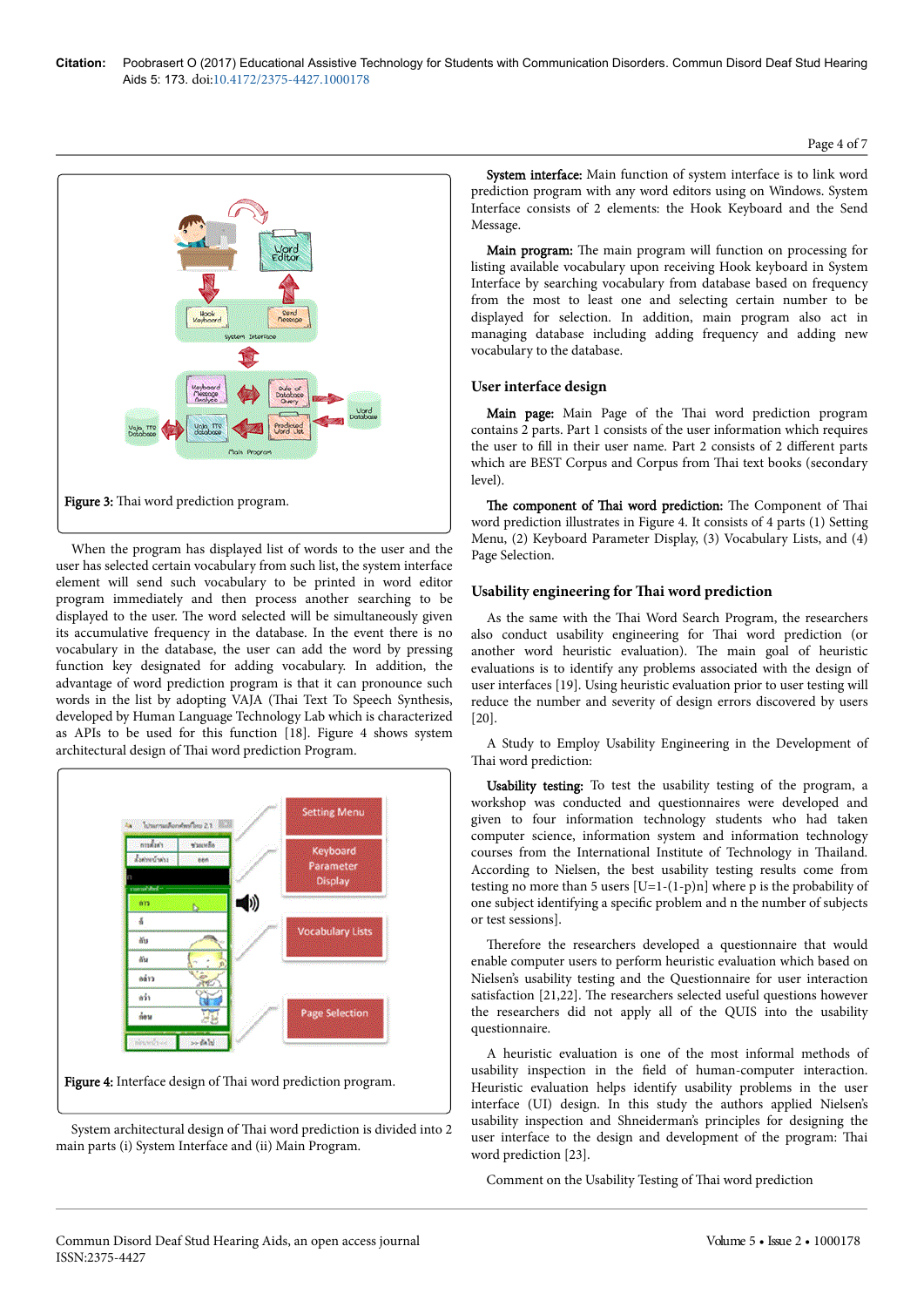**Figure 3:** Thai word prediction program.

When the program has displayed list of words to the user and the user has selected certain vocabulary from such list, the system interface element will send such vocabulary to be printed in word editor program immediately and then process another searching to be displayed to the user. The word selected will be simultaneously given its accumulative frequency in the database. In the event there is no vocabulary in the database, the user can add the word by pressing function key designated for adding vocabulary. In addition, the advantage of word prediction program is that it can pronounce such words in the list by adopting VAJA (Thai Text To Speech Synthesis, developed by Human Language Technology Lab which is characterized as APIs to be used for this function [18]. Figure 4 shows system architectural design of Thai word prediction Program.

**Figure 4:** Interface design of Thai word prediction program.

System architectural design of Thai word prediction is divided into 2 main parts (i) System Interface and (ii) Main Program.

**System interface:** Main function of system interface is to link word prediction program with any word editors using on Windows. System Interface consists of 2 elements: the Hook Keyboard and the Send Message.

**Main program:** The main program will function on processing for listing available vocabulary upon receiving Hook keyboard in System Interface by searching vocabulary from database based on frequency from the most to least one and selecting certain number to be displayed for selection. In addition, main program also act in managing database including adding frequency and adding new vocabulary to the database.

## User interface design

**Main page:** Main Page of the Thai word prediction program contains 2 parts. Part 1 consists of the user information which requires the user to fill in their user name. Part 2 consists of 2 different parts which are BEST Corpus and Corpus from Thai text books (secondary level).

**The component of Thai word prediction:** The Component of Thai word prediction illustrates in Figure 4. It consists of 4 parts (1) Setting Menu, (2) Keyboard Parameter Display, (3) Vocabulary Lists, and (4) Page Selection.

## Usability engineering for Thai word prediction

As the same with the Thai Word Search Program, the researchers also conduct usability engineering for Thai word prediction (or another word heuristic evaluation). The main goal of heuristic evaluations is to identify any problems associated with the design of user interfaces [19]. Using heuristic evaluation prior to user testing will reduce the number and severity of design errors discovered by users [20].

A Study to Employ Usability Engineering in the Development of Thai word prediction:

**Usability testing:** To test the usability testing of the program, a workshop was conducted and questionnaires were developed and given to four information technology students who had taken computer science, information system and information technology courses from the International Institute of Technology in Thailand. According to Nielsen, the best usability testing results come from testing no more than 5 users [$U=1-(1-p)n$] where p is the probability of one subject identifying a specific problem and n the number of subjects or test sessions].

Therefore the researchers developed a questionnaire that would enable computer users to perform heuristic evaluation which based on Nielsen's usability testing and the Questionnaire for user interaction satisfaction [21,22]. The researchers selected useful questions however the researchers did not apply all of the QUIS into the usability questionnaire.

A heuristic evaluation is one of the most informal methods of usability inspection in the field of human-computer interaction. Heuristic evaluation helps identify usability problems in the user interface (UI) design. In this study the authors applied Nielsen's usability inspection and Shneiderman's principles for designing the user interface to the design and development of the program: Thai word prediction [23].

Comment on the Usability Testing of Thai word prediction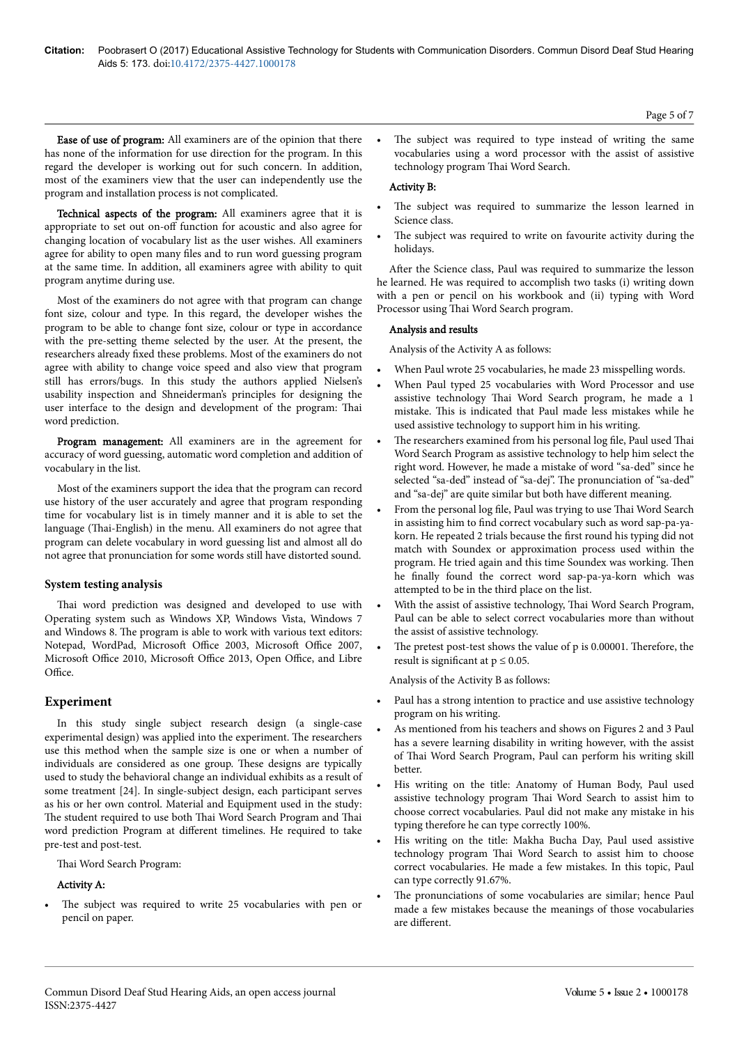**Ease of use of program:** All examiners are of the opinion that there has none of the information for use direction for the program. In this regard the developer is working out for such concern. In addition, most of the examiners view that the user can independently use the program and installation process is not complicated.

**Technical aspects of the program:** All examiners agree that it is appropriate to set out on-off function for acoustic and also agree for changing location of vocabulary list as the user wishes. All examiners agree for ability to open many files and to run word guessing program at the same time. In addition, all examiners agree with ability to quit program anytime during use.

Most of the examiners do not agree with that program can change font size, colour and type. In this regard, the developer wishes the program to be able to change font size, colour or type in accordance with the pre-setting theme selected by the user. At the present, the researchers already fixed these problems. Most of the examiners do not agree with ability to change voice speed and also view that program still has errors/bugs. In this study the authors applied Nielsen's usability inspection and Shneiderman's principles for designing the user interface to the design and development of the program: Thai word prediction.

**Program management:** All examiners are in the agreement for accuracy of word guessing, automatic word completion and addition of vocabulary in the list.

Most of the examiners support the idea that the program can record use history of the user accurately and agree that program responding time for vocabulary list is in timely manner and it is able to set the language (Thai-English) in the menu. All examiners do not agree that program can delete vocabulary in word guessing list and almost all do not agree that pronunciation for some words still have distorted sound.

### System testing analysis

Thai word prediction was designed and developed to use with Operating system such as Windows XP, Windows Vista, Windows 7 and Windows 8. The program is able to work with various text editors: Notepad, WordPad, Microsoft Office 2003, Microsoft Office 2007, Microsoft Office 2010, Microsoft Office 2013, Open Office, and Libre Office.

## Experiment

In this study single subject research design (a single-case experimental design) was applied into the experiment. The researchers use this method when the sample size is one or when a number of individuals are considered as one group. These designs are typically used to study the behavioral change an individual exhibits as a result of some treatment [24]. In single-subject design, each participant serves as his or her own control. Material and Equipment used in the study: The student required to use both Thai Word Search Program and Thai word prediction Program at different timelines. He required to take pre-test and post-test.

Thai Word Search Program:

**Activity A:**

- The subject was required to write 25 vocabularies with pen or pencil on paper.
- The subject was required to type instead of writing the same vocabularies using a word processor with the assist of assistive technology program Thai Word Search.

**Activity B:**

- The subject was required to summarize the lesson learned in Science class.
- The subject was required to write on favourite activity during the holidays.

After the Science class, Paul was required to summarize the lesson he learned. He was required to accomplish two tasks (i) writing down with a pen or pencil on his workbook and (ii) typing with Word Processor using Thai Word Search program.

**Analysis and results**

Analysis of the Activity A as follows:

- When Paul wrote 25 vocabularies, he made 23 misspelling words.
- When Paul typed 25 vocabularies with Word Processor and use assistive technology Thai Word Search program, he made a 1 mistake. This is indicated that Paul made less mistakes while he used assistive technology to support him in his writing.
- The researchers examined from his personal log file, Paul used Thai Word Search Program as assistive technology to help him select the right word. However, he made a mistake of word "sa-ded" since he selected "sa-ded" instead of "sa-dej". The pronunciation of "sa-ded" and "sa-dej" are quite similar but both have different meaning.
- From the personal log file, Paul was trying to use Thai Word Search in assisting him to find correct vocabulary such as word sap-pa-ya-korn. He repeated 2 trials because the first round his typing did not match with Soundex or approximation process used within the program. He tried again and this time Soundex was working. Then he finally found the correct word sap-pa-ya-korn which was attempted to be in the third place on the list.
- With the assist of assistive technology, Thai Word Search Program, Paul can be able to select correct vocabularies more than without the assist of assistive technology.
- The pretest post-test shows the value of p is 0.00001. Therefore, the result is significant at $p \leq 0.05$.

Analysis of the Activity B as follows:

- Paul has a strong intention to practice and use assistive technology program on his writing.
- As mentioned from his teachers and shows on Figures 2 and 3 Paul has a severe learning disability in writing however, with the assist of Thai Word Search Program, Paul can perform his writing skill better.
- His writing on the title: Anatomy of Human Body, Paul used assistive technology program Thai Word Search to assist him to choose correct vocabularies. Paul did not make any mistake in his typing therefore he can type correctly 100%.
- His writing on the title: Makha Bucha Day, Paul used assistive technology program Thai Word Search to assist him to choose correct vocabularies. He made a few mistakes. In this topic, Paul can type correctly 91.67%.
- The pronunciations of some vocabularies are similar; hence Paul made a few mistakes because the meanings of those vocabularies are different.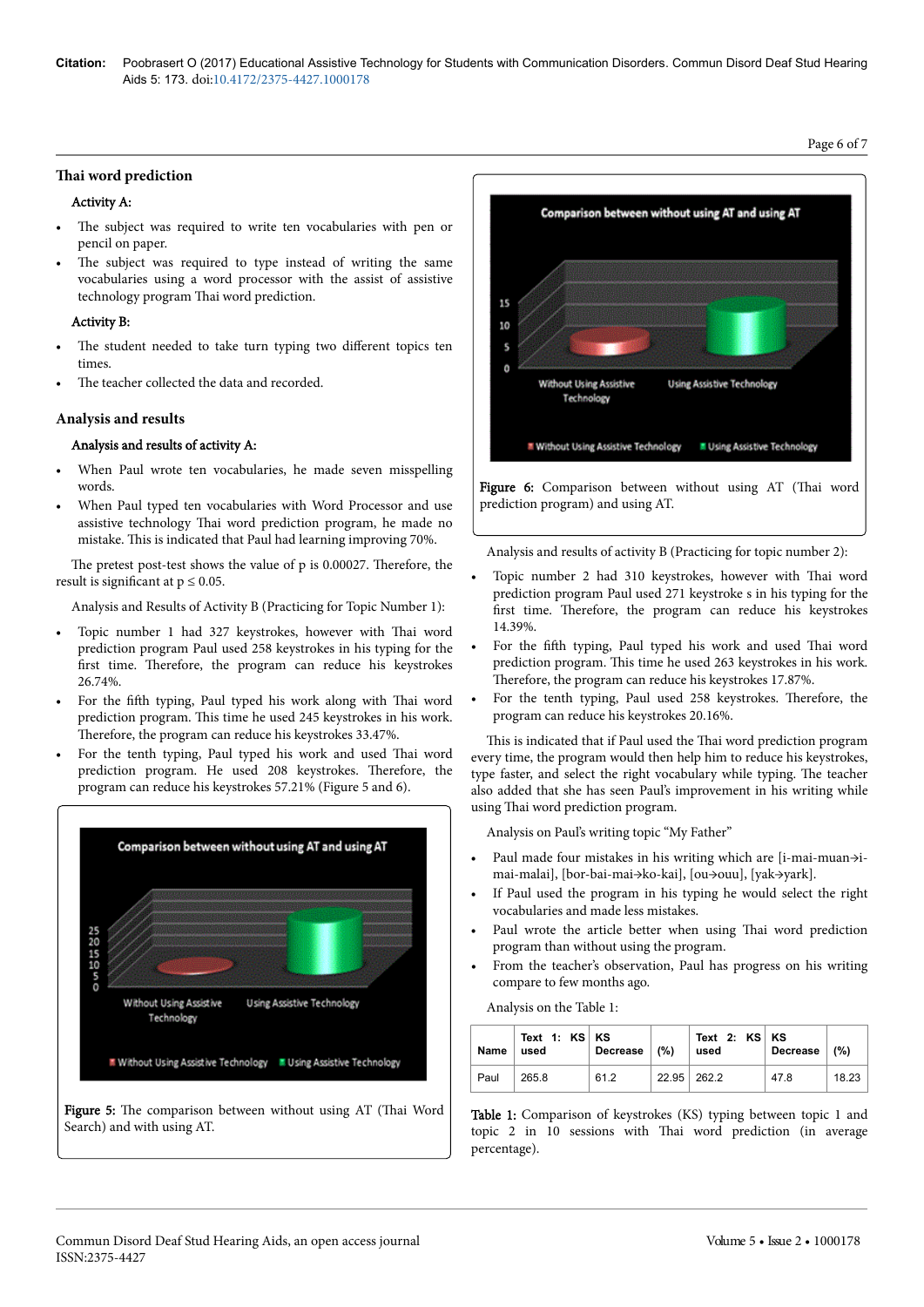## Thai word prediction

### Activity A:

- The subject was required to write ten vocabularies with pen or pencil on paper.
- The subject was required to type instead of writing the same vocabularies using a word processor with the assist of assistive technology program Thai word prediction.

### Activity B:

- The student needed to take turn typing two different topics ten times.
- The teacher collected the data and recorded.

## Analysis and results

### Analysis and results of activity A:

- When Paul wrote ten vocabularies, he made seven misspelling words.
- When Paul typed ten vocabularies with Word Processor and use assistive technology Thai word prediction program, he made no mistake. This is indicated that Paul had learning improving 70%.

The pretest post-test shows the value of p is 0.00027. Therefore, the result is significant at $p \leq 0.05$.

Analysis and Results of Activity B (Practicing for Topic Number 1):

- Topic number 1 had 327 keystrokes, however with Thai word prediction program Paul used 258 keystrokes in his typing for the first time. Therefore, the program can reduce his keystrokes 26.74%.
- For the fifth typing, Paul typed his work along with Thai word prediction program. This time he used 245 keystrokes in his work. Therefore, the program can reduce his keystrokes 33.47%.
- For the tenth typing, Paul typed his work and used Thai word prediction program. He used 208 keystrokes. Therefore, the program can reduce his keystrokes 57.21% (Figure 5 and 6).

Comparison between without using AT and using AT
25
20
15
10
5
0
Without Using Assistive Technology
Using Assistive Technology
Without Using Assistive Technology
Using Assistive Technology

**Figure 5:** The comparison between without using AT (Thai Word Search) and with using AT.

Comparison between without using AT and using AT
15
10
5
0
Without Using Assistive Technology
Using Assistive Technology
Without Using Assistive Technology
Using Assistive Technology

**Figure 6:** Comparison between without using AT (Thai word prediction program) and using AT.

Analysis and results of activity B (Practicing for topic number 2):

- Topic number 2 had 310 keystrokes, however with Thai word prediction program Paul used 271 keystroke s in his typing for the first time. Therefore, the program can reduce his keystrokes 14.39%.
- For the fifth typing, Paul typed his work and used Thai word prediction program. This time he used 263 keystrokes in his work. Therefore, the program can reduce his keystrokes 17.87%.
- For the tenth typing, Paul used 258 keystrokes. Therefore, the program can reduce his keystrokes 20.16%.

This is indicated that if Paul used the Thai word prediction program every time, the program would then help him to reduce his keystrokes, type faster, and select the right vocabulary while typing. The teacher also added that she has seen Paul's improvement in his writing while using Thai word prediction program.

Analysis on Paul's writing topic "My Father"

- Paul made four mistakes in his writing which are [i-mai-muan→i-mai-malai], [bor-bai-mai→ko-kai], [ou→ouu], [yak→yark].
- If Paul used the program in his typing he would select the right vocabularies and made less mistakes.
- Paul wrote the article better when using Thai word prediction program than without using the program.
- From the teacher's observation, Paul has progress on his writing compare to few months ago.

Analysis on the Table 1:

| Name | Text 1: KS used | KS Decrease | (%) | Text 2: KS used | KS Decrease | (%) |
|---|---|---|---|---|---|---|
| Paul | 265.8 | 61.2 | 22.95 | 262.2 | 47.8 | 18.23 |

**Table 1:** Comparison of keystrokes (KS) typing between topic 1 and topic 2 in 10 sessions with Thai word prediction (in average percentage).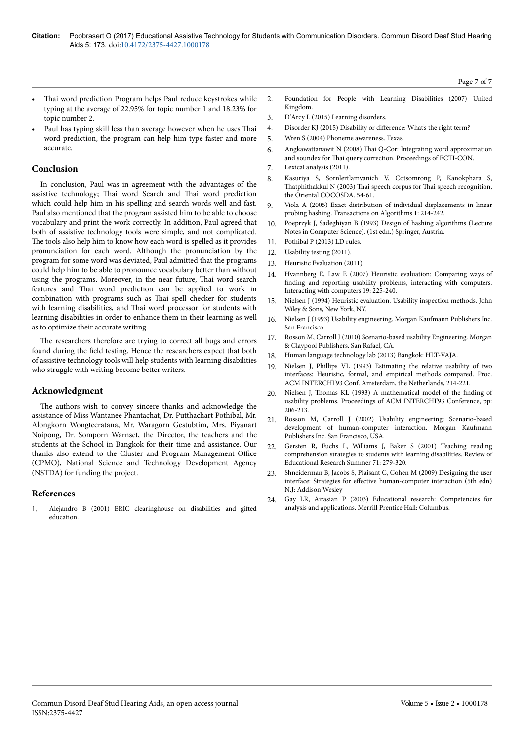- Thai word prediction Program helps Paul reduce keystrokes while typing at the average of 22.95% for topic number 1 and 18.23% for topic number 2.
- Paul has typing skill less than average however when he uses Thai word prediction, the program can help him type faster and more accurate.

## Conclusion

In conclusion, Paul was in agreement with the advantages of the assistive technology; Thai word Search and Thai word prediction which could help him in his spelling and search words well and fast. Paul also mentioned that the program assisted him to be able to choose vocabulary and print the work correctly. In addition, Paul agreed that both of assistive technology tools were simple, and not complicated. The tools also help him to know how each word is spelled as it provides pronunciation for each word. Although the pronunciation by the program for some word was deviated, Paul admitted that the programs could help him to be able to pronounce vocabulary better than without using the programs. Moreover, in the near future, Thai word search features and Thai word prediction can be applied to work in combination with programs such as Thai spell checker for students with learning disabilities, and Thai word processor for students with learning disabilities in order to enhance them in their learning as well as to optimize their accurate writing.

The researchers therefore are trying to correct all bugs and errors found during the field testing. Hence the researchers expect that both of assistive technology tools will help students with learning disabilities who struggle with writing become better writers.

## Acknowledgment

The authors wish to convey sincere thanks and acknowledge the assistance of Miss Wantanee Phantachat, Dr. Putthachart Pothibal, Mr. Alongkorn Wongteeratana, Mr. Waragorn Gestubtim, Mrs. Piyanart Noipong, Dr. Somporn Warnset, the Director, the teachers and the students at the School in Bangkok for their time and assistance. Our thanks also extend to the Cluster and Program Management Office (CPMO), National Science and Technology Development Agency (NSTDA) for funding the project.

## References

1. Alejandro B (2001) ERIC clearinghouse on disabilities and gifted education.
2. Foundation for People with Learning Disabilities (2007) United Kingdom.
3. D'Arcy L (2015) Learning disorders.
4. Disorder KJ (2015) Disability or difference: What's the right term?
5. Wren S (2004) Phoneme awareness. Texas.
6. Angkawattanawit N (2008) Thai Q-Cor: Integrating word approximation and soundex for Thai query correction. Proceedings of ECTI-CON.
7. Lexical analysis (2011).
8. Kasuriya S, Sornlertlamvanich V, Cotsomrong P, Kanokphara S, Thatphithakkul N (2003) Thai speech corpus for Thai speech recognition, the Oriental COCOSDA. 54-61.
9. Viola A (2005) Exact distribution of individual displacements in linear probing hashing. Transactions on Algorithms 1: 214-242.
10. Poeprzyk J, Sadeghiyan B (1993) Design of hashing algorithms (Lecture Notes in Computer Science). (1st edn.) Springer, Austria.
11. Pothibal P (2013) LD rules.
12. Usability testing (2011).
13. Heuristic Evaluation (2011).
14. Hvannberg E, Law E (2007) Heuristic evaluation: Comparing ways of finding and reporting usability problems, interacting with computers. Interacting with computers 19: 225-240.
15. Nielsen J (1994) Heuristic evaluation. Usability inspection methods. John Wiley & Sons, New York, NY.
16. Nielsen J (1993) Usability engineering. Morgan Kaufmann Publishers Inc. San Francisco.
17. Rosson M, Carroll J (2010) Scenario-based usability Engineering. Morgan & Claypool Publishers. San Rafael, CA.
18. Human language technology lab (2013) Bangkok: HLT-VAJA.
19. Nielsen J, Phillips VL (1993) Estimating the relative usability of two interfaces: Heuristic, formal, and empirical methods compared. Proc. ACM INTERCHI'93 Conf. Amsterdam, the Netherlands, 214-221.
20. Nielsen J, Thomas KL (1993) A mathematical model of the finding of usability problems. Proceedings of ACM INTERCHI'93 Conference, pp: 206-213.
21. Rosson M, Carroll J (2002) Usability engineering: Scenario-based development of human-computer interaction. Morgan Kaufmann Publishers Inc. San Francisco, USA.
22. Gersten R, Fuchs L, Williams J, Baker S (2001) Teaching reading comprehension strategies to students with learning disabilities. Review of Educational Research Summer 71: 279-320.
23. Shneiderman B, Jacobs S, Plaisant C, Cohen M (2009) Designing the user interface: Strategies for effective human-computer interaction (5th edn) N.J: Addison Wesley
24. Gay LR, Airasian P (2003) Educational research: Competencies for analysis and applications. Merrill Prentice Hall: Columbus.